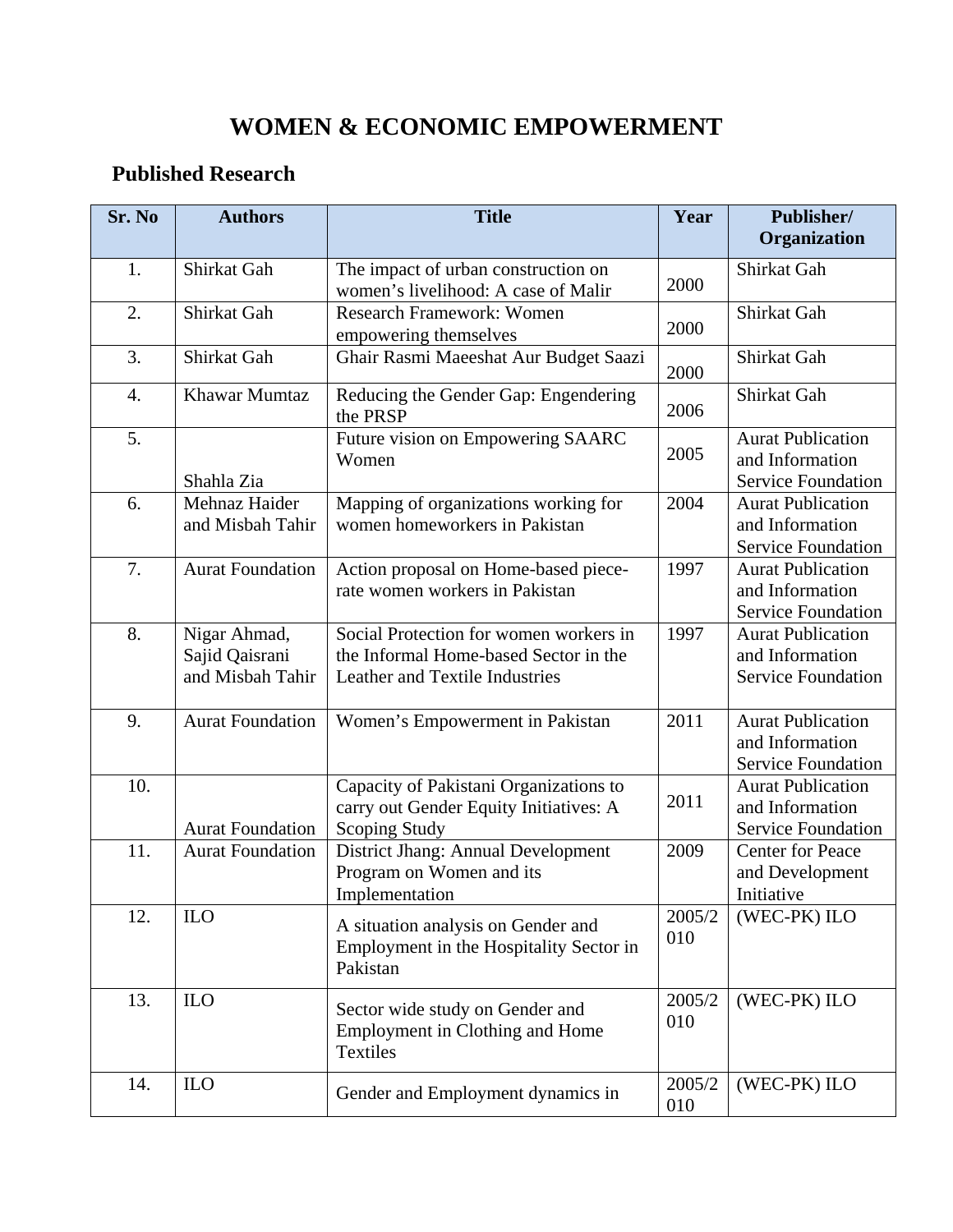# WOMEN & ECONOMIC EMPOWERMENT

## Published Research

| Sr. No | Authors | Title | Year | Publisher/ Organization |
|---|---|---|---|---|
| 1. | Shirkat Gah | The impact of urban construction on women's livelihood: A case of Malir | 2000 | Shirkat Gah |
| 2. | Shirkat Gah | Research Framework: Women empowering themselves | 2000 | Shirkat Gah |
| 3. | Shirkat Gah | Ghair Rasmi Maeeshat Aur Budget Saazi | 2000 | Shirkat Gah |
| 4. | Khawar Mumtaz | Reducing the Gender Gap: Engendering the PRSP | 2006 | Shirkat Gah |
| 5. | Shahla Zia | Future vision on Empowering SAARC Women | 2005 | Aurat Publication and Information Service Foundation |
| 6. | Mehnaz Haider and Misbah Tahir | Mapping of organizations working for women homeworkers in Pakistan | 2004 | Aurat Publication and Information Service Foundation |
| 7. | Aurat Foundation | Action proposal on Home-based piece-rate women workers in Pakistan | 1997 | Aurat Publication and Information Service Foundation |
| 8. | Nigar Ahmad, Sajid Qaisrani and Misbah Tahir | Social Protection for women workers in the Informal Home-based Sector in the Leather and Textile Industries | 1997 | Aurat Publication and Information Service Foundation |
| 9. | Aurat Foundation | Women's Empowerment in Pakistan | 2011 | Aurat Publication and Information Service Foundation |
| 10. | Aurat Foundation | Capacity of Pakistani Organizations to carry out Gender Equity Initiatives: A Scoping Study | 2011 | Aurat Publication and Information Service Foundation |
| 11. | Aurat Foundation | District Jhang: Annual Development Program on Women and its Implementation | 2009 | Center for Peace and Development Initiative |
| 12. | ILO | A situation analysis on Gender and Employment in the Hospitality Sector in Pakistan | 2005/2010 | (WEC-PK) ILO |
| 13. | ILO | Sector wide study on Gender and Employment in Clothing and Home Textiles | 2005/2010 | (WEC-PK) ILO |
| 14. | ILO | Gender and Employment dynamics in | 2005/2010 | (WEC-PK) ILO |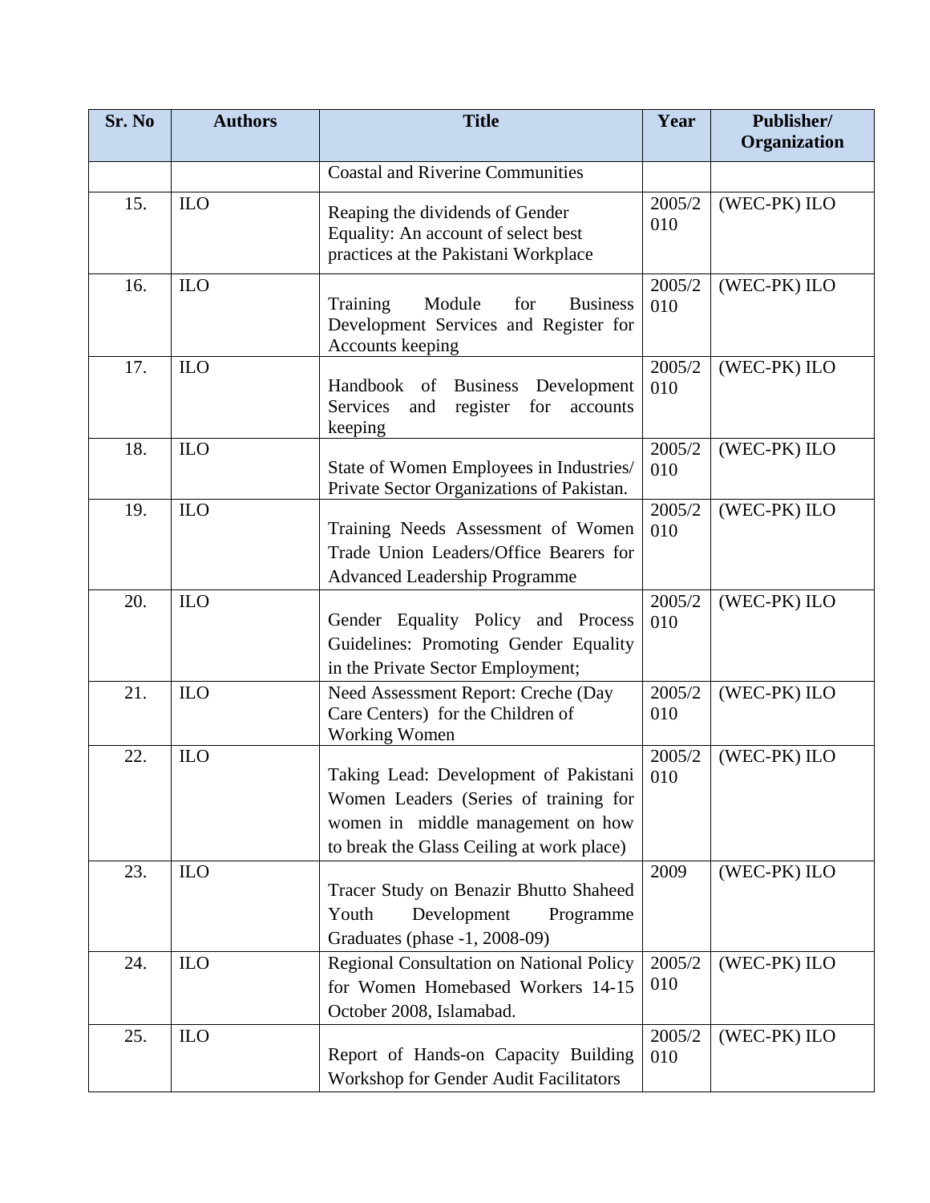| Sr. No | Authors | Title | Year | Publisher/ Organization |
|---|---|---|---|---|
| | | Coastal and Riverine Communities | | |
| 15. | ILO | Reaping the dividends of Gender Equality: An account of select best practices at the Pakistani Workplace | 2005/2010 | (WEC-PK) ILO |
| 16. | ILO | Training Module for Business Development Services and Register for Accounts keeping | 2005/2010 | (WEC-PK) ILO |
| 17. | ILO | Handbook of Business Development Services and register for accounts keeping | 2005/2010 | (WEC-PK) ILO |
| 18. | ILO | State of Women Employees in Industries/ Private Sector Organizations of Pakistan. | 2005/2010 | (WEC-PK) ILO |
| 19. | ILO | Training Needs Assessment of Women Trade Union Leaders/Office Bearers for Advanced Leadership Programme | 2005/2010 | (WEC-PK) ILO |
| 20. | ILO | Gender Equality Policy and Process Guidelines: Promoting Gender Equality in the Private Sector Employment; | 2005/2010 | (WEC-PK) ILO |
| 21. | ILO | Need Assessment Report: Creche (Day Care Centers) for the Children of Working Women | 2005/2010 | (WEC-PK) ILO |
| 22. | ILO | Taking Lead: Development of Pakistani Women Leaders (Series of training for women in middle management on how to break the Glass Ceiling at work place) | 2005/2010 | (WEC-PK) ILO |
| 23. | ILO | Tracer Study on Benazir Bhutto Shaheed Youth Development Programme Graduates (phase -1, 2008-09) | 2009 | (WEC-PK) ILO |
| 24. | ILO | Regional Consultation on National Policy for Women Homebased Workers 14-15 October 2008, Islamabad. | 2005/2010 | (WEC-PK) ILO |
| 25. | ILO | Report of Hands-on Capacity Building Workshop for Gender Audit Facilitators | 2005/2010 | (WEC-PK) ILO |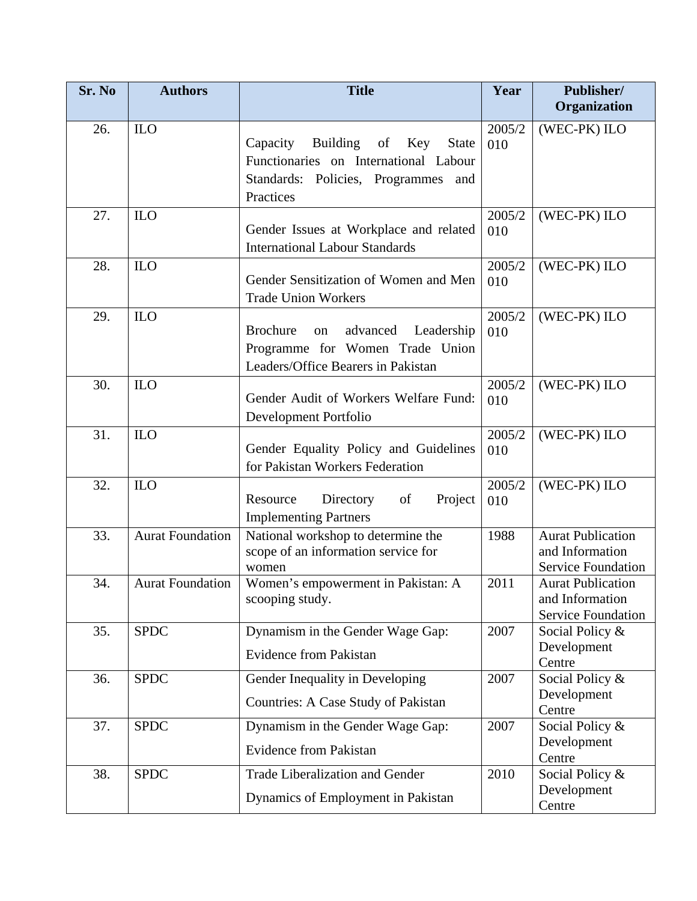| Sr. No | Authors | Title | Year | Publisher/ Organization |
|---|---|---|---|---|
| 26. | ILO | Capacity Building of Key State Functionaries on International Labour Standards: Policies, Programmes and Practices | 2005/2010 | (WEC-PK) ILO |
| 27. | ILO | Gender Issues at Workplace and related International Labour Standards | 2005/2010 | (WEC-PK) ILO |
| 28. | ILO | Gender Sensitization of Women and Men Trade Union Workers | 2005/2010 | (WEC-PK) ILO |
| 29. | ILO | Brochure on advanced Leadership Programme for Women Trade Union Leaders/Office Bearers in Pakistan | 2005/2010 | (WEC-PK) ILO |
| 30. | ILO | Gender Audit of Workers Welfare Fund: Development Portfolio | 2005/2010 | (WEC-PK) ILO |
| 31. | ILO | Gender Equality Policy and Guidelines for Pakistan Workers Federation | 2005/2010 | (WEC-PK) ILO |
| 32. | ILO | Resource Directory of Project Implementing Partners | 2005/2010 | (WEC-PK) ILO |
| 33. | Aurat Foundation | National workshop to determine the scope of an information service for women | 1988 | Aurat Publication and Information Service Foundation |
| 34. | Aurat Foundation | Women's empowerment in Pakistan: A scooping study. | 2011 | Aurat Publication and Information Service Foundation |
| 35. | SPDC | Dynamism in the Gender Wage Gap: Evidence from Pakistan | 2007 | Social Policy & Development Centre |
| 36. | SPDC | Gender Inequality in Developing Countries: A Case Study of Pakistan | 2007 | Social Policy & Development Centre |
| 37. | SPDC | Dynamism in the Gender Wage Gap: Evidence from Pakistan | 2007 | Social Policy & Development Centre |
| 38. | SPDC | Trade Liberalization and Gender Dynamics of Employment in Pakistan | 2010 | Social Policy & Development Centre |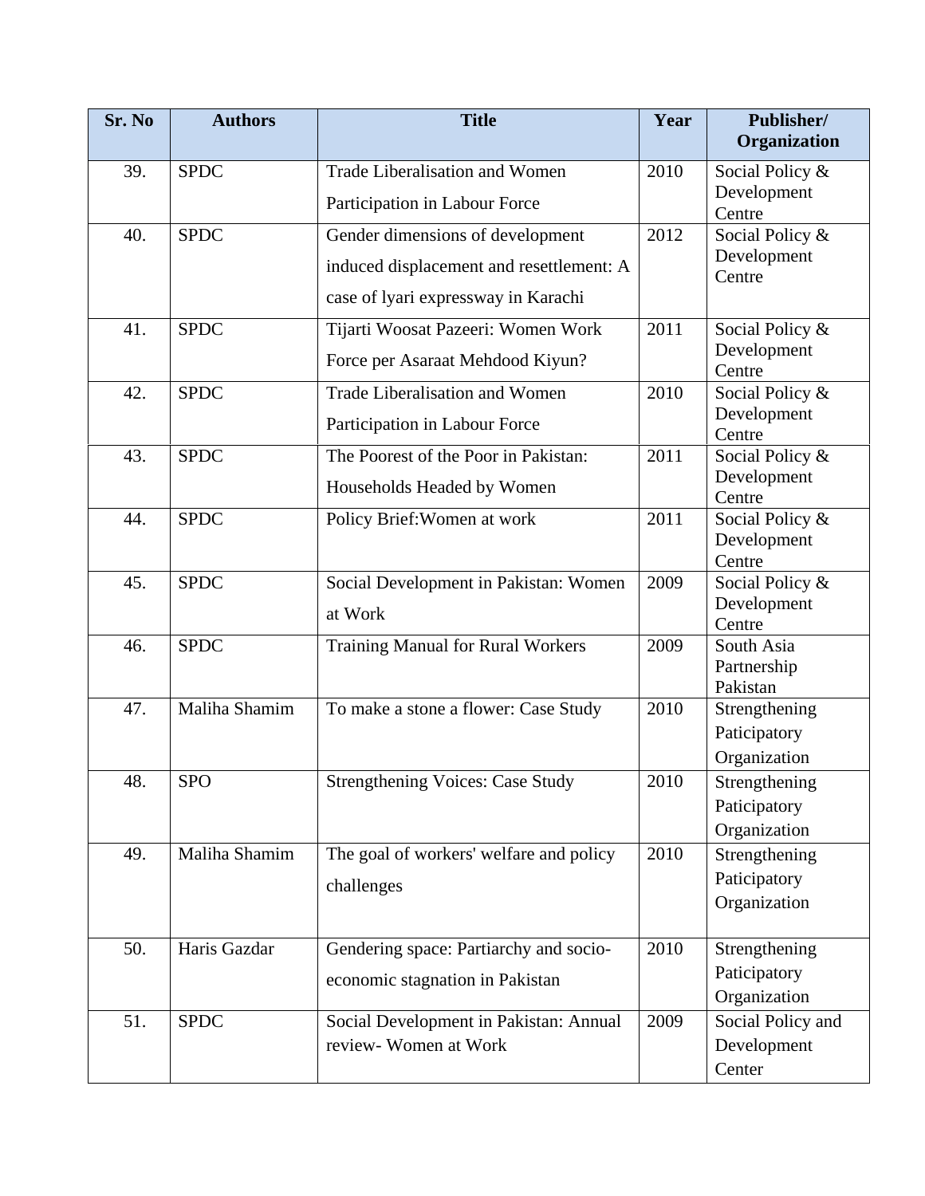| Sr. No | Authors | Title | Year | Publisher/ Organization |
|---|---|---|---|---|
| 39. | SPDC | Trade Liberalisation and Women Participation in Labour Force | 2010 | Social Policy & Development Centre |
| 40. | SPDC | Gender dimensions of development induced displacement and resettlement: A case of lyari expressway in Karachi | 2012 | Social Policy & Development Centre |
| 41. | SPDC | Tijarti Woosat Pazeeri: Women Work Force per Asaraat Mehdood Kiyun? | 2011 | Social Policy & Development Centre |
| 42. | SPDC | Trade Liberalisation and Women Participation in Labour Force | 2010 | Social Policy & Development Centre |
| 43. | SPDC | The Poorest of the Poor in Pakistan: Households Headed by Women | 2011 | Social Policy & Development Centre |
| 44. | SPDC | Policy Brief:Women at work | 2011 | Social Policy & Development Centre |
| 45. | SPDC | Social Development in Pakistan: Women at Work | 2009 | Social Policy & Development Centre |
| 46. | SPDC | Training Manual for Rural Workers | 2009 | South Asia Partnership Pakistan |
| 47. | Maliha Shamim | To make a stone a flower: Case Study | 2010 | Strengthening Paticipatory Organization |
| 48. | SPO | Strengthening Voices: Case Study | 2010 | Strengthening Paticipatory Organization |
| 49. | Maliha Shamim | The goal of workers' welfare and policy challenges | 2010 | Strengthening Paticipatory Organization |
| 50. | Haris Gazdar | Gendering space: Partiarchy and socio-economic stagnation in Pakistan | 2010 | Strengthening Paticipatory Organization |
| 51. | SPDC | Social Development in Pakistan: Annual review- Women at Work | 2009 | Social Policy and Development Center |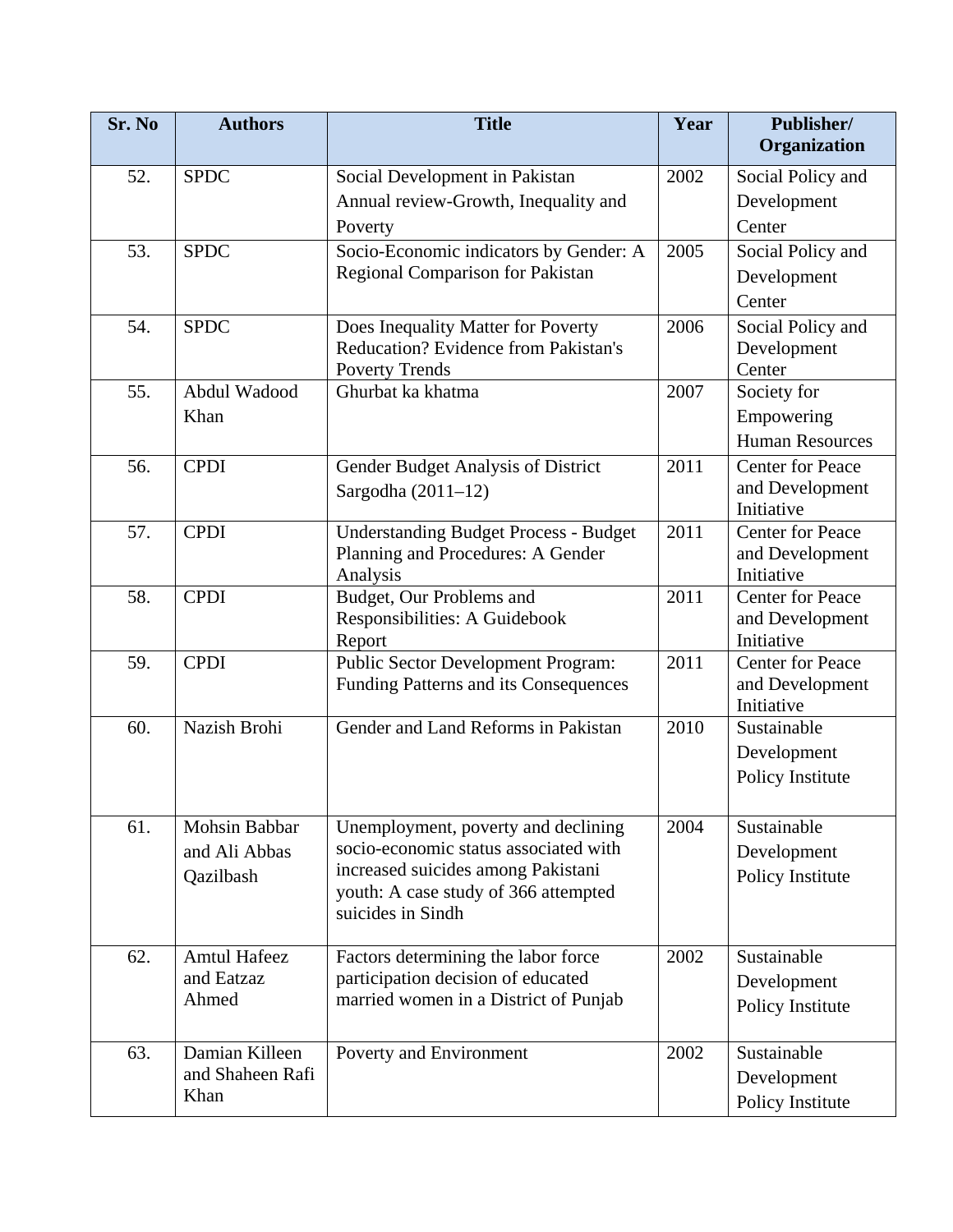| Sr. No | Authors | Title | Year | Publisher/ Organization |
|---|---|---|---|---|
| 52. | SPDC | Social Development in Pakistan Annual review-Growth, Inequality and Poverty | 2002 | Social Policy and Development Center |
| 53. | SPDC | Socio-Economic indicators by Gender: A Regional Comparison for Pakistan | 2005 | Social Policy and Development Center |
| 54. | SPDC | Does Inequality Matter for Poverty Reducation? Evidence from Pakistan's Poverty Trends | 2006 | Social Policy and Development Center |
| 55. | Abdul Wadood Khan | Ghurbat ka khatma | 2007 | Society for Empowering Human Resources |
| 56. | CPDI | Gender Budget Analysis of District Sargodha (2011–12) | 2011 | Center for Peace and Development Initiative |
| 57. | CPDI | Understanding Budget Process - Budget Planning and Procedures: A Gender Analysis | 2011 | Center for Peace and Development Initiative |
| 58. | CPDI | Budget, Our Problems and Responsibilities: A Guidebook Report | 2011 | Center for Peace and Development Initiative |
| 59. | CPDI | Public Sector Development Program: Funding Patterns and its Consequences | 2011 | Center for Peace and Development Initiative |
| 60. | Nazish Brohi | Gender and Land Reforms in Pakistan | 2010 | Sustainable Development Policy Institute |
| 61. | Mohsin Babbar and Ali Abbas Qazilbash | Unemployment, poverty and declining socio-economic status associated with increased suicides among Pakistani youth: A case study of 366 attempted suicides in Sindh | 2004 | Sustainable Development Policy Institute |
| 62. | Amtul Hafeez and Eatzaz Ahmed | Factors determining the labor force participation decision of educated married women in a District of Punjab | 2002 | Sustainable Development Policy Institute |
| 63. | Damian Killeen and Shaheen Rafi Khan | Poverty and Environment | 2002 | Sustainable Development Policy Institute |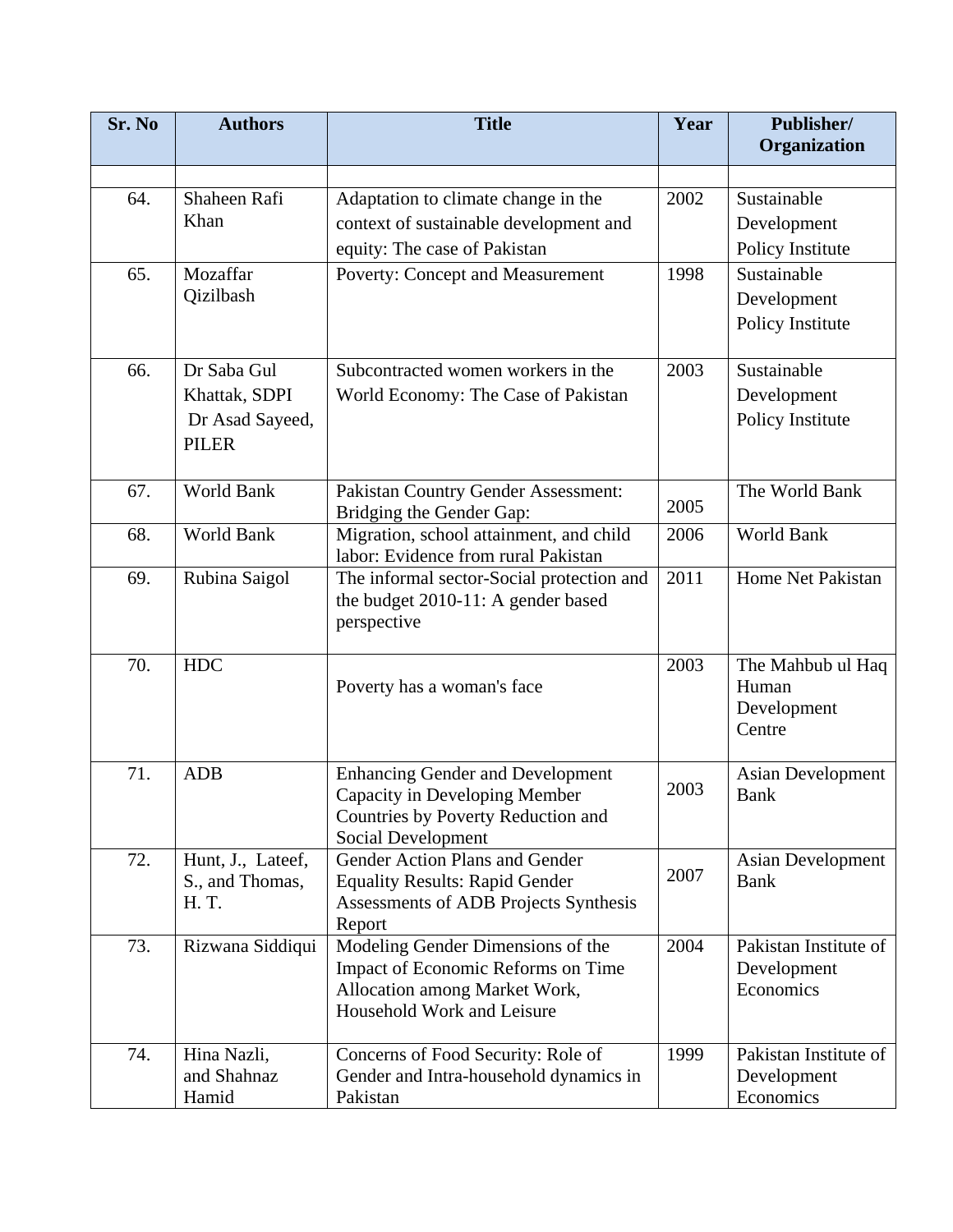| Sr. No | Authors | Title | Year | Publisher/ Organization |
|---|---|---|---|---|
| | | | | |
| 64. | Shaheen Rafi Khan | Adaptation to climate change in the context of sustainable development and equity: The case of Pakistan | 2002 | Sustainable Development Policy Institute |
| 65. | Mozaffar Qizilbash | Poverty: Concept and Measurement | 1998 | Sustainable Development Policy Institute |
| 66. | Dr Saba Gul Khattak, SDPI Dr Asad Sayeed, PILER | Subcontracted women workers in the World Economy: The Case of Pakistan | 2003 | Sustainable Development Policy Institute |
| 67. | World Bank | Pakistan Country Gender Assessment: Bridging the Gender Gap: | 2005 | The World Bank |
| 68. | World Bank | Migration, school attainment, and child labor: Evidence from rural Pakistan | 2006 | World Bank |
| 69. | Rubina Saigol | The informal sector-Social protection and the budget 2010-11: A gender based perspective | 2011 | Home Net Pakistan |
| 70. | HDC | Poverty has a woman's face | 2003 | The Mahbub ul Haq Human Development Centre |
| 71. | ADB | Enhancing Gender and Development Capacity in Developing Member Countries by Poverty Reduction and Social Development | 2003 | Asian Development Bank |
| 72. | Hunt, J., Lateef, S., and Thomas, H. T. | Gender Action Plans and Gender Equality Results: Rapid Gender Assessments of ADB Projects Synthesis Report | 2007 | Asian Development Bank |
| 73. | Rizwana Siddiqui | Modeling Gender Dimensions of the Impact of Economic Reforms on Time Allocation among Market Work, Household Work and Leisure | 2004 | Pakistan Institute of Development Economics |
| 74. | Hina Nazli, and Shahnaz Hamid | Concerns of Food Security: Role of Gender and Intra-household dynamics in Pakistan | 1999 | Pakistan Institute of Development Economics |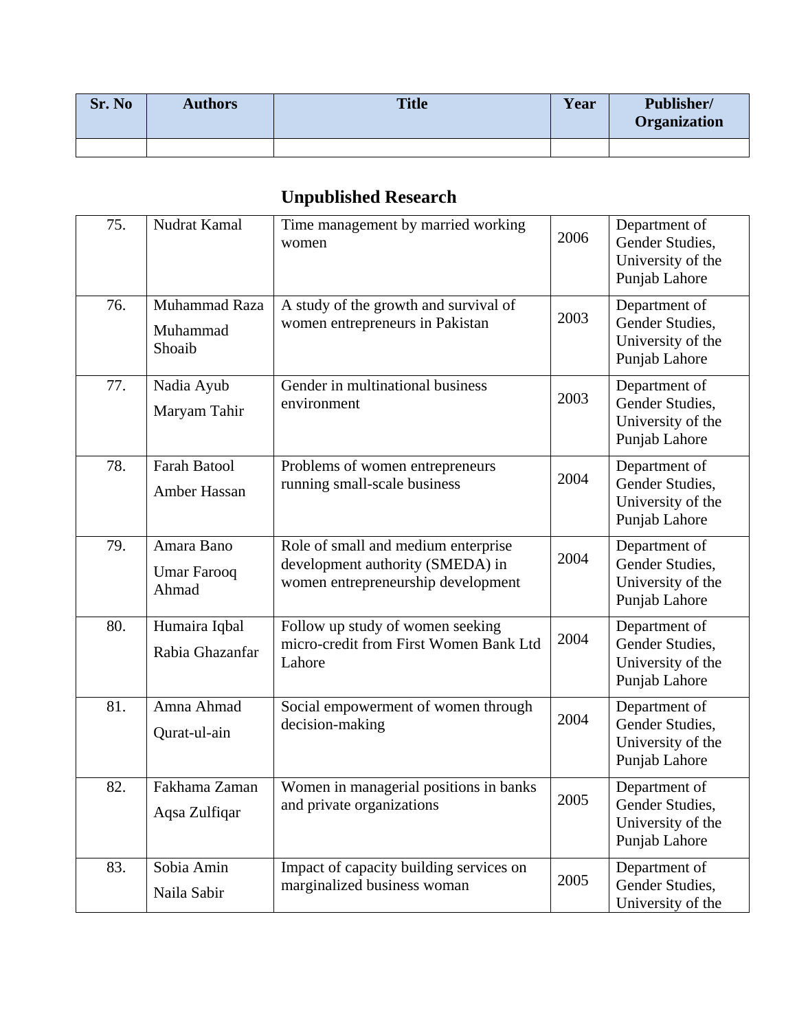| Sr. No | Authors | Title | Year | Publisher/ Organization |
|---|---|---|---|---|
| | | | | |

## Unpublished Research

| Sr. No | Authors | Title | Year | Publisher/ Organization |
|---|---|---|---|---|
| 75. | Nudrat Kamal | Time management by married working women | 2006 | Department of Gender Studies, University of the Punjab Lahore |
| 76. | Muhammad Raza<br>Muhammad Shoaib | A study of the growth and survival of women entrepreneurs in Pakistan | 2003 | Department of Gender Studies, University of the Punjab Lahore |
| 77. | Nadia Ayub<br>Maryam Tahir | Gender in multinational business environment | 2003 | Department of Gender Studies, University of the Punjab Lahore |
| 78. | Farah Batool<br>Amber Hassan | Problems of women entrepreneurs running small-scale business | 2004 | Department of Gender Studies, University of the Punjab Lahore |
| 79. | Amara Bano<br>Umar Farooq Ahmad | Role of small and medium enterprise development authority (SMEDA) in women entrepreneurship development | 2004 | Department of Gender Studies, University of the Punjab Lahore |
| 80. | Humaira Iqbal<br>Rabia Ghazanfar | Follow up study of women seeking micro-credit from First Women Bank Ltd Lahore | 2004 | Department of Gender Studies, University of the Punjab Lahore |
| 81. | Amna Ahmad<br>Qurat-ul-ain | Social empowerment of women through decision-making | 2004 | Department of Gender Studies, University of the Punjab Lahore |
| 82. | Fakhama Zaman<br>Aqsa Zulfiqar | Women in managerial positions in banks and private organizations | 2005 | Department of Gender Studies, University of the Punjab Lahore |
| 83. | Sobia Amin<br>Naila Sabir | Impact of capacity building services on marginalized business woman | 2005 | Department of Gender Studies, University of the |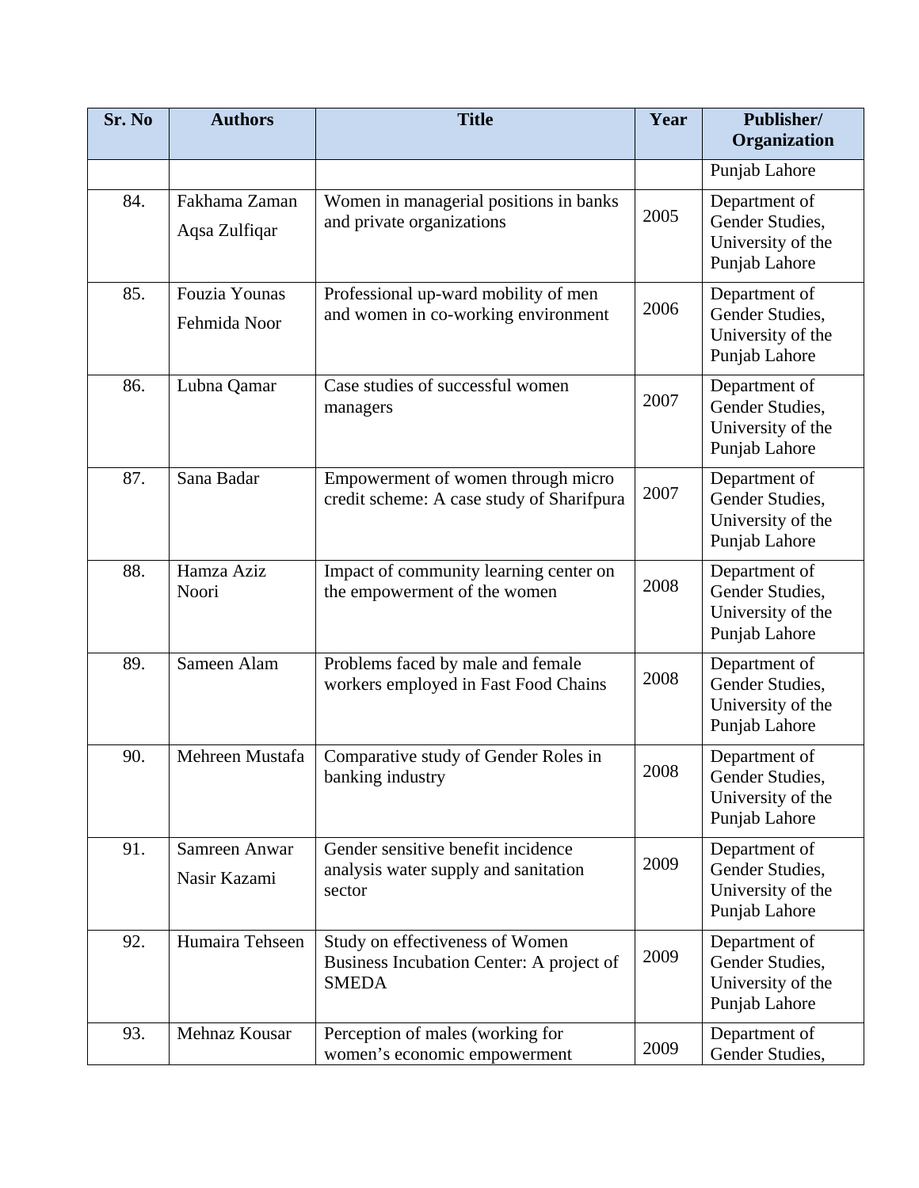| Sr. No | Authors | Title | Year | Publisher/ Organization |
|---|---|---|---|---|
| | | | | Punjab Lahore |
| 84. | Fakhama Zaman Aqsa Zulfiqar | Women in managerial positions in banks and private organizations | 2005 | Department of Gender Studies, University of the Punjab Lahore |
| 85. | Fouzia Younas Fehmida Noor | Professional up-ward mobility of men and women in co-working environment | 2006 | Department of Gender Studies, University of the Punjab Lahore |
| 86. | Lubna Qamar | Case studies of successful women managers | 2007 | Department of Gender Studies, University of the Punjab Lahore |
| 87. | Sana Badar | Empowerment of women through micro credit scheme: A case study of Sharifpura | 2007 | Department of Gender Studies, University of the Punjab Lahore |
| 88. | Hamza Aziz Noori | Impact of community learning center on the empowerment of the women | 2008 | Department of Gender Studies, University of the Punjab Lahore |
| 89. | Sameen Alam | Problems faced by male and female workers employed in Fast Food Chains | 2008 | Department of Gender Studies, University of the Punjab Lahore |
| 90. | Mehreen Mustafa | Comparative study of Gender Roles in banking industry | 2008 | Department of Gender Studies, University of the Punjab Lahore |
| 91. | Samreen Anwar Nasir Kazami | Gender sensitive benefit incidence analysis water supply and sanitation sector | 2009 | Department of Gender Studies, University of the Punjab Lahore |
| 92. | Humaira Tehseen | Study on effectiveness of Women Business Incubation Center: A project of SMEDA | 2009 | Department of Gender Studies, University of the Punjab Lahore |
| 93. | Mehnaz Kousar | Perception of males (working for women's economic empowerment | 2009 | Department of Gender Studies, |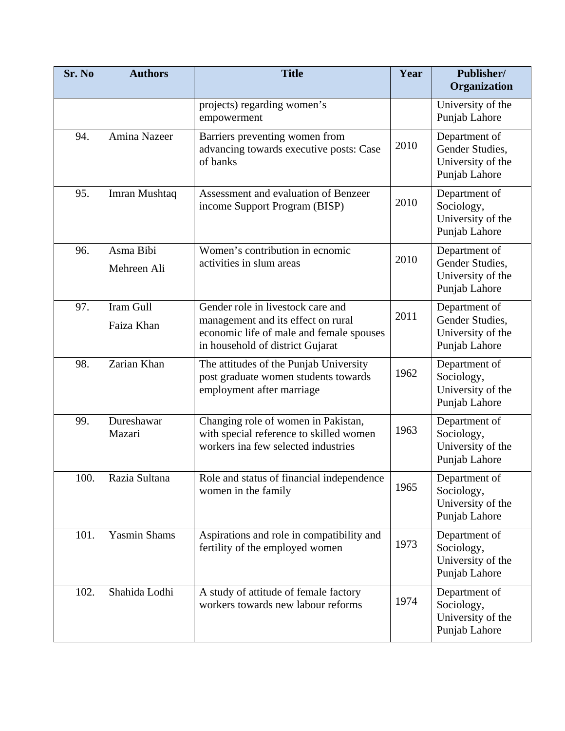| Sr. No | Authors | Title | Year | Publisher/ Organization |
|---|---|---|---|---|
| | | projects) regarding women's empowerment | | University of the Punjab Lahore |
| 94. | Amina Nazeer | Barriers preventing women from advancing towards executive posts: Case of banks | 2010 | Department of Gender Studies, University of the Punjab Lahore |
| 95. | Imran Mushtaq | Assessment and evaluation of Benzeer income Support Program (BISP) | 2010 | Department of Sociology, University of the Punjab Lahore |
| 96. | Asma Bibi<br>Mehreen Ali | Women's contribution in ecnomic activities in slum areas | 2010 | Department of Gender Studies, University of the Punjab Lahore |
| 97. | Iram Gull<br>Faiza Khan | Gender role in livestock care and management and its effect on rural economic life of male and female spouses in household of district Gujarat | 2011 | Department of Gender Studies, University of the Punjab Lahore |
| 98. | Zarian Khan | The attitudes of the Punjab University post graduate women students towards employment after marriage | 1962 | Department of Sociology, University of the Punjab Lahore |
| 99. | Dureshawar Mazari | Changing role of women in Pakistan, with special reference to skilled women workers ina few selected industries | 1963 | Department of Sociology, University of the Punjab Lahore |
| 100. | Razia Sultana | Role and status of financial independence women in the family | 1965 | Department of Sociology, University of the Punjab Lahore |
| 101. | Yasmin Shams | Aspirations and role in compatibility and fertility of the employed women | 1973 | Department of Sociology, University of the Punjab Lahore |
| 102. | Shahida Lodhi | A study of attitude of female factory workers towards new labour reforms | 1974 | Department of Sociology, University of the Punjab Lahore |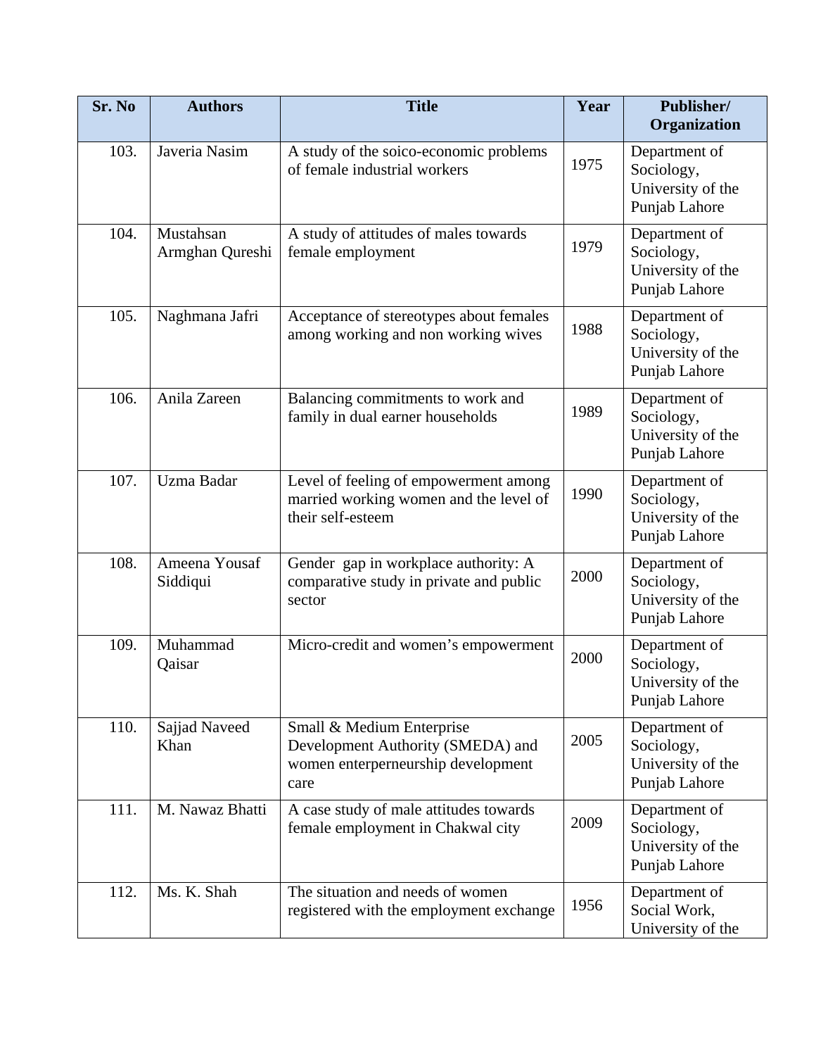| Sr. No | Authors | Title | Year | Publisher/ Organization |
|---|---|---|---|---|
| 103. | Javeria Nasim | A study of the soico-economic problems of female industrial workers | 1975 | Department of Sociology, University of the Punjab Lahore |
| 104. | Mustahsan Armghan Qureshi | A study of attitudes of males towards female employment | 1979 | Department of Sociology, University of the Punjab Lahore |
| 105. | Naghmana Jafri | Acceptance of stereotypes about females among working and non working wives | 1988 | Department of Sociology, University of the Punjab Lahore |
| 106. | Anila Zareen | Balancing commitments to work and family in dual earner households | 1989 | Department of Sociology, University of the Punjab Lahore |
| 107. | Uzma Badar | Level of feeling of empowerment among married working women and the level of their self-esteem | 1990 | Department of Sociology, University of the Punjab Lahore |
| 108. | Ameena Yousaf Siddiqui | Gender gap in workplace authority: A comparative study in private and public sector | 2000 | Department of Sociology, University of the Punjab Lahore |
| 109. | Muhammad Qaisar | Micro-credit and women's empowerment | 2000 | Department of Sociology, University of the Punjab Lahore |
| 110. | Sajjad Naveed Khan | Small & Medium Enterprise Development Authority (SMEDA) and women enterperneurship development care | 2005 | Department of Sociology, University of the Punjab Lahore |
| 111. | M. Nawaz Bhatti | A case study of male attitudes towards female employment in Chakwal city | 2009 | Department of Sociology, University of the Punjab Lahore |
| 112. | Ms. K. Shah | The situation and needs of women registered with the employment exchange | 1956 | Department of Social Work, University of the |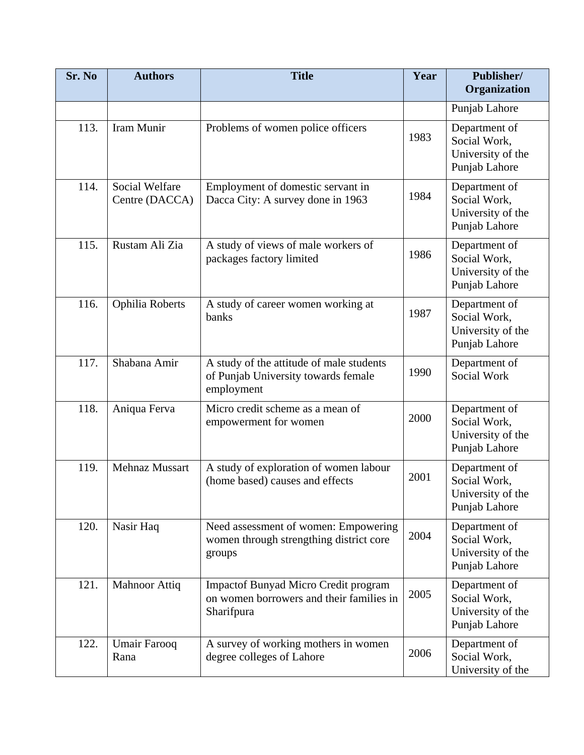| Sr. No | Authors | Title | Year | Publisher/ Organization |
|---|---|---|---|---|
| | | | | Punjab Lahore |
| 113. | Iram Munir | Problems of women police officers | 1983 | Department of Social Work, University of the Punjab Lahore |
| 114. | Social Welfare Centre (DACCA) | Employment of domestic servant in Dacca City: A survey done in 1963 | 1984 | Department of Social Work, University of the Punjab Lahore |
| 115. | Rustam Ali Zia | A study of views of male workers of packages factory limited | 1986 | Department of Social Work, University of the Punjab Lahore |
| 116. | Ophilia Roberts | A study of career women working at banks | 1987 | Department of Social Work, University of the Punjab Lahore |
| 117. | Shabana Amir | A study of the attitude of male students of Punjab University towards female employment | 1990 | Department of Social Work |
| 118. | Aniqua Ferva | Micro credit scheme as a mean of empowerment for women | 2000 | Department of Social Work, University of the Punjab Lahore |
| 119. | Mehnaz Mussart | A study of exploration of women labour (home based) causes and effects | 2001 | Department of Social Work, University of the Punjab Lahore |
| 120. | Nasir Haq | Need assessment of women: Empowering women through strengthing district core groups | 2004 | Department of Social Work, University of the Punjab Lahore |
| 121. | Mahnoor Attiq | Impactof Bunyad Micro Credit program on women borrowers and their families in Sharifpura | 2005 | Department of Social Work, University of the Punjab Lahore |
| 122. | Umair Farooq Rana | A survey of working mothers in women degree colleges of Lahore | 2006 | Department of Social Work, University of the |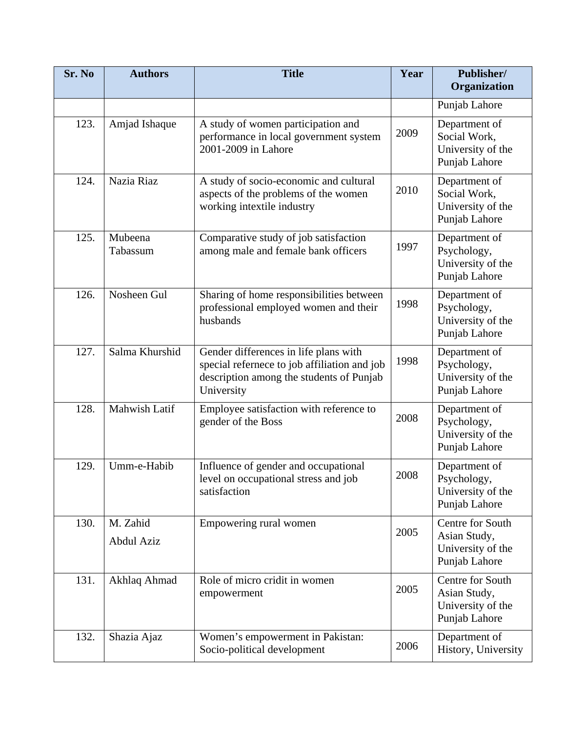| Sr. No | Authors | Title | Year | Publisher/ Organization |
|---|---|---|---|---|
| | | | | Punjab Lahore |
| 123. | Amjad Ishaque | A study of women participation and performance in local government system 2001-2009 in Lahore | 2009 | Department of Social Work, University of the Punjab Lahore |
| 124. | Nazia Riaz | A study of socio-economic and cultural aspects of the problems of the women working intextile industry | 2010 | Department of Social Work, University of the Punjab Lahore |
| 125. | Mubeena Tabassum | Comparative study of job satisfaction among male and female bank officers | 1997 | Department of Psychology, University of the Punjab Lahore |
| 126. | Nosheen Gul | Sharing of home responsibilities between professional employed women and their husbands | 1998 | Department of Psychology, University of the Punjab Lahore |
| 127. | Salma Khurshid | Gender differences in life plans with special refernece to job affiliation and job description among the students of Punjab University | 1998 | Department of Psychology, University of the Punjab Lahore |
| 128. | Mahwish Latif | Employee satisfaction with reference to gender of the Boss | 2008 | Department of Psychology, University of the Punjab Lahore |
| 129. | Umm-e-Habib | Influence of gender and occupational level on occupational stress and job satisfaction | 2008 | Department of Psychology, University of the Punjab Lahore |
| 130. | M. Zahid Abdul Aziz | Empowering rural women | 2005 | Centre for South Asian Study, University of the Punjab Lahore |
| 131. | Akhlaq Ahmad | Role of micro cridit in women empowerment | 2005 | Centre for South Asian Study, University of the Punjab Lahore |
| 132. | Shazia Ajaz | Women's empowerment in Pakistan: Socio-political development | 2006 | Department of History, University |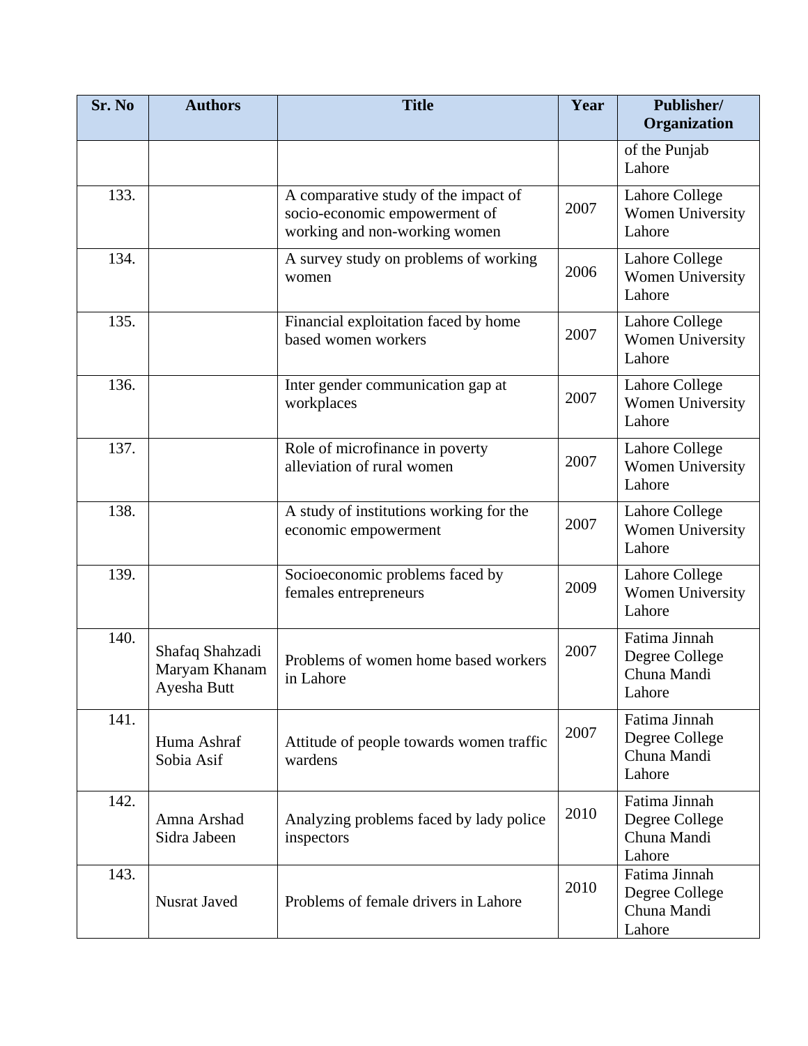| Sr. No | Authors | Title | Year | Publisher/ Organization |
|---|---|---|---|---|
| | | | | of the Punjab Lahore |
| 133. | | A comparative study of the impact of socio-economic empowerment of working and non-working women | 2007 | Lahore College Women University Lahore |
| 134. | | A survey study on problems of working women | 2006 | Lahore College Women University Lahore |
| 135. | | Financial exploitation faced by home based women workers | 2007 | Lahore College Women University Lahore |
| 136. | | Inter gender communication gap at workplaces | 2007 | Lahore College Women University Lahore |
| 137. | | Role of microfinance in poverty alleviation of rural women | 2007 | Lahore College Women University Lahore |
| 138. | | A study of institutions working for the economic empowerment | 2007 | Lahore College Women University Lahore |
| 139. | | Socioeconomic problems faced by females entrepreneurs | 2009 | Lahore College Women University Lahore |
| 140. | Shafaq Shahzadi Maryam Khanam Ayesha Butt | Problems of women home based workers in Lahore | 2007 | Fatima Jinnah Degree College Chuna Mandi Lahore |
| 141. | Huma Ashraf Sobia Asif | Attitude of people towards women traffic wardens | 2007 | Fatima Jinnah Degree College Chuna Mandi Lahore |
| 142. | Amna Arshad Sidra Jabeen | Analyzing problems faced by lady police inspectors | 2010 | Fatima Jinnah Degree College Chuna Mandi Lahore |
| 143. | Nusrat Javed | Problems of female drivers in Lahore | 2010 | Fatima Jinnah Degree College Chuna Mandi Lahore |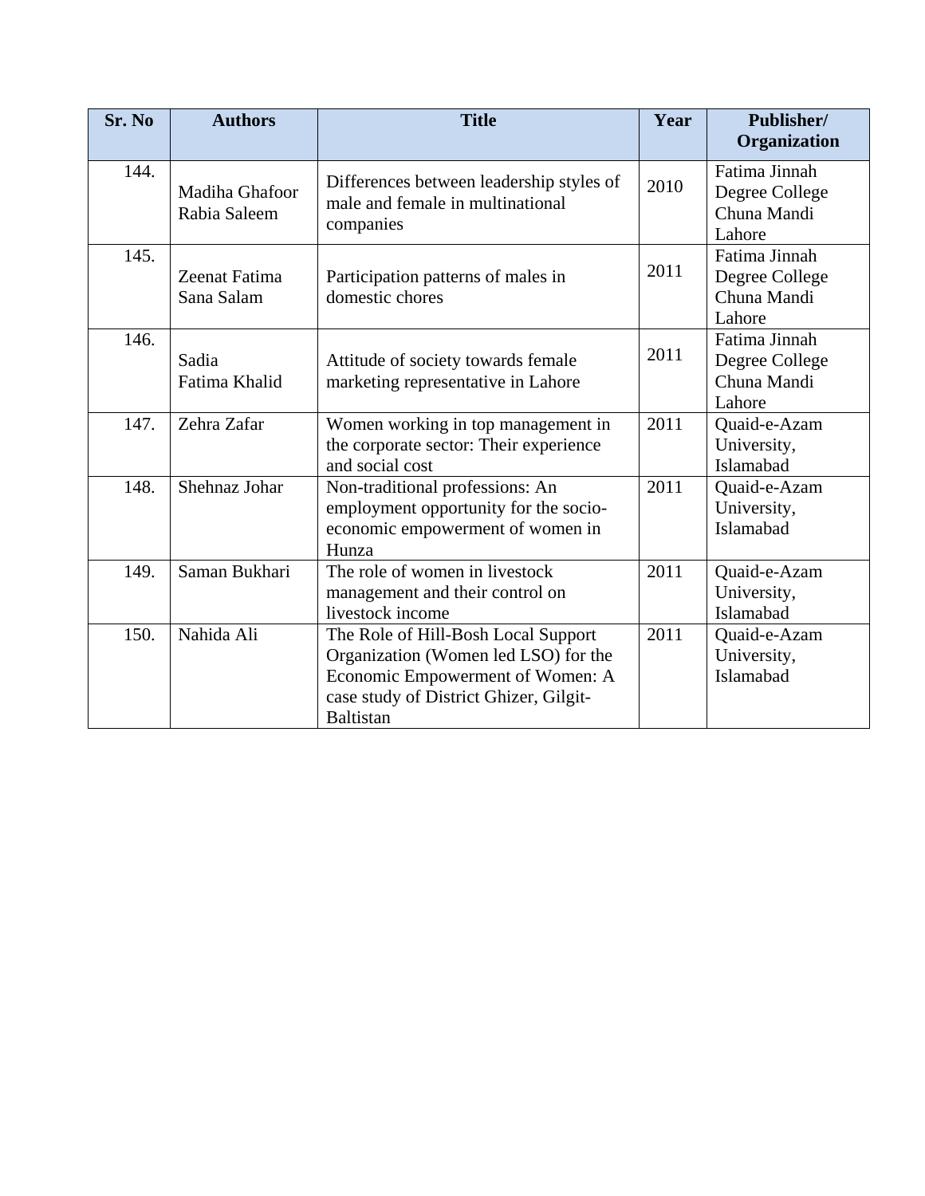| Sr. No | Authors | Title | Year | Publisher/ Organization |
| --- | --- | --- | --- | --- |
| 144. | Madiha Ghafoor Rabia Saleem | Differences between leadership styles of male and female in multinational companies | 2010 | Fatima Jinnah Degree College Chuna Mandi Lahore |
| 145. | Zeenat Fatima Sana Salam | Participation patterns of males in domestic chores | 2011 | Fatima Jinnah Degree College Chuna Mandi Lahore |
| 146. | Sadia Fatima Khalid | Attitude of society towards female marketing representative in Lahore | 2011 | Fatima Jinnah Degree College Chuna Mandi Lahore |
| 147. | Zehra Zafar | Women working in top management in the corporate sector: Their experience and social cost | 2011 | Quaid-e-Azam University, Islamabad |
| 148. | Shehnaz Johar | Non-traditional professions: An employment opportunity for the socio-economic empowerment of women in Hunza | 2011 | Quaid-e-Azam University, Islamabad |
| 149. | Saman Bukhari | The role of women in livestock management and their control on livestock income | 2011 | Quaid-e-Azam University, Islamabad |
| 150. | Nahida Ali | The Role of Hill-Bosh Local Support Organization (Women led LSO) for the Economic Empowerment of Women: A case study of District Ghizer, Gilgit-Baltistan | 2011 | Quaid-e-Azam University, Islamabad |